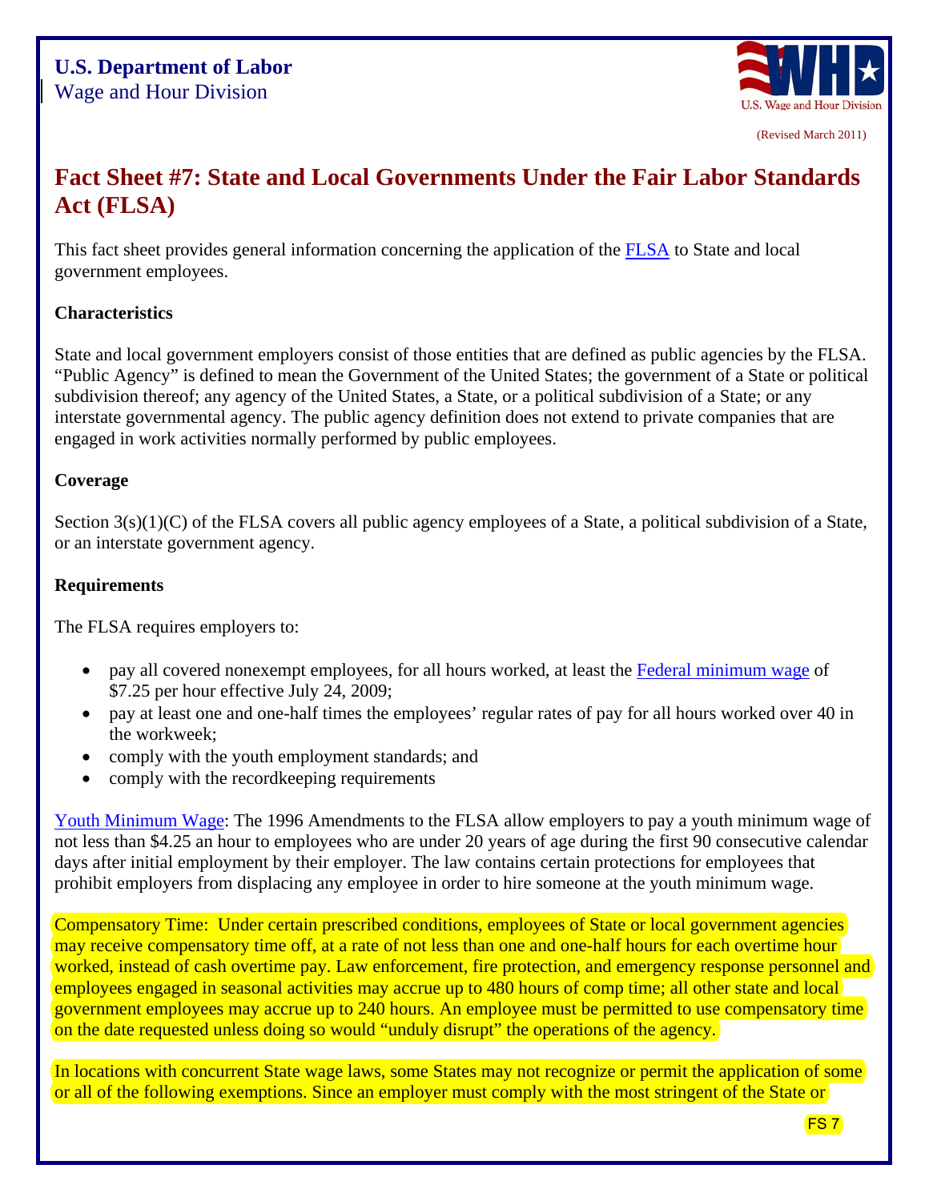U.S. Department of Labor
Wage and Hour Division

(Revised March 2011)

# Fact Sheet #7: State and Local Governments Under the Fair Labor Standards Act (FLSA)

This fact sheet provides general information concerning the application of the FLSA to State and local government employees.

**Characteristics**

State and local government employers consist of those entities that are defined as public agencies by the FLSA. "Public Agency" is defined to mean the Government of the United States; the government of a State or political subdivision thereof; any agency of the United States, a State, or a political subdivision of a State; or any interstate governmental agency. The public agency definition does not extend to private companies that are engaged in work activities normally performed by public employees.

**Coverage**

Section 3(s)(1)(C) of the FLSA covers all public agency employees of a State, a political subdivision of a State, or an interstate government agency.

**Requirements**

The FLSA requires employers to:

- pay all covered nonexempt employees, for all hours worked, at least the Federal minimum wage of $7.25 per hour effective July 24, 2009;
- pay at least one and one-half times the employees' regular rates of pay for all hours worked over 40 in the workweek;
- comply with the youth employment standards; and
- comply with the recordkeeping requirements

Youth Minimum Wage: The 1996 Amendments to the FLSA allow employers to pay a youth minimum wage of not less than $4.25 an hour to employees who are under 20 years of age during the first 90 consecutive calendar days after initial employment by their employer. The law contains certain protections for employees that prohibit employers from displacing any employee in order to hire someone at the youth minimum wage.

Compensatory Time: Under certain prescribed conditions, employees of State or local government agencies may receive compensatory time off, at a rate of not less than one and one-half hours for each overtime hour worked, instead of cash overtime pay. Law enforcement, fire protection, and emergency response personnel and employees engaged in seasonal activities may accrue up to 480 hours of comp time; all other state and local government employees may accrue up to 240 hours. An employee must be permitted to use compensatory time on the date requested unless doing so would "unduly disrupt" the operations of the agency.

In locations with concurrent State wage laws, some States may not recognize or permit the application of some or all of the following exemptions. Since an employer must comply with the most stringent of the State or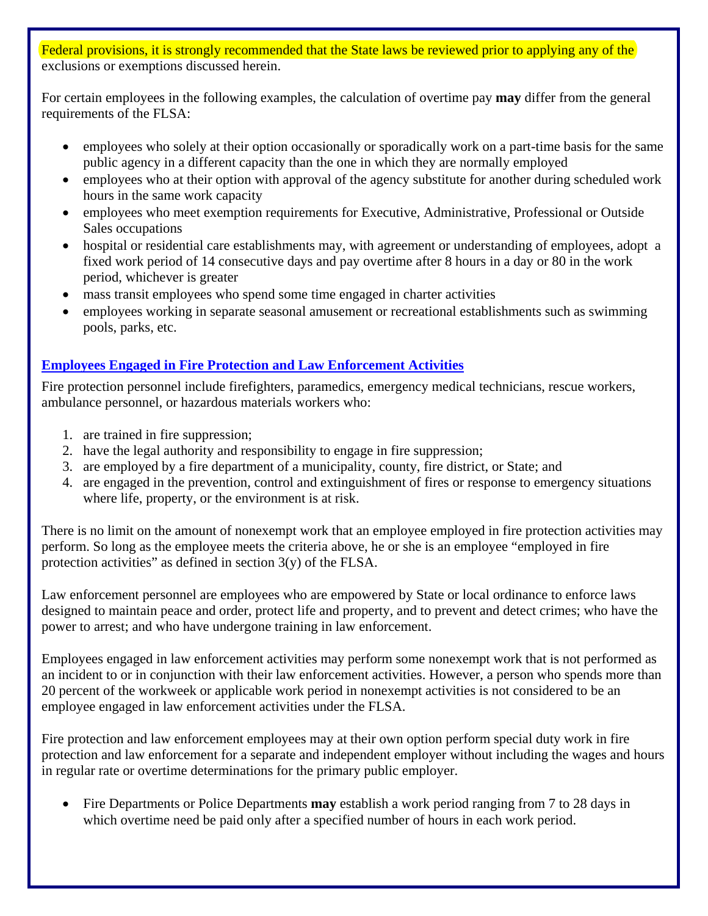Federal provisions, it is strongly recommended that the State laws be reviewed prior to applying any of the exclusions or exemptions discussed herein.

For certain employees in the following examples, the calculation of overtime pay **may** differ from the general requirements of the FLSA:

- employees who solely at their option occasionally or sporadically work on a part-time basis for the same public agency in a different capacity than the one in which they are normally employed
- employees who at their option with approval of the agency substitute for another during scheduled work hours in the same work capacity
- employees who meet exemption requirements for Executive, Administrative, Professional or Outside Sales occupations
- hospital or residential care establishments may, with agreement or understanding of employees, adopt a fixed work period of 14 consecutive days and pay overtime after 8 hours in a day or 80 in the work period, whichever is greater
- mass transit employees who spend some time engaged in charter activities
- employees working in separate seasonal amusement or recreational establishments such as swimming pools, parks, etc.

## Employees Engaged in Fire Protection and Law Enforcement Activities

Fire protection personnel include firefighters, paramedics, emergency medical technicians, rescue workers, ambulance personnel, or hazardous materials workers who:

1. are trained in fire suppression;
2. have the legal authority and responsibility to engage in fire suppression;
3. are employed by a fire department of a municipality, county, fire district, or State; and
4. are engaged in the prevention, control and extinguishment of fires or response to emergency situations where life, property, or the environment is at risk.

There is no limit on the amount of nonexempt work that an employee employed in fire protection activities may perform. So long as the employee meets the criteria above, he or she is an employee "employed in fire protection activities" as defined in section 3(y) of the FLSA.

Law enforcement personnel are employees who are empowered by State or local ordinance to enforce laws designed to maintain peace and order, protect life and property, and to prevent and detect crimes; who have the power to arrest; and who have undergone training in law enforcement.

Employees engaged in law enforcement activities may perform some nonexempt work that is not performed as an incident to or in conjunction with their law enforcement activities. However, a person who spends more than 20 percent of the workweek or applicable work period in nonexempt activities is not considered to be an employee engaged in law enforcement activities under the FLSA.

Fire protection and law enforcement employees may at their own option perform special duty work in fire protection and law enforcement for a separate and independent employer without including the wages and hours in regular rate or overtime determinations for the primary public employer.

- Fire Departments or Police Departments **may** establish a work period ranging from 7 to 28 days in which overtime need be paid only after a specified number of hours in each work period.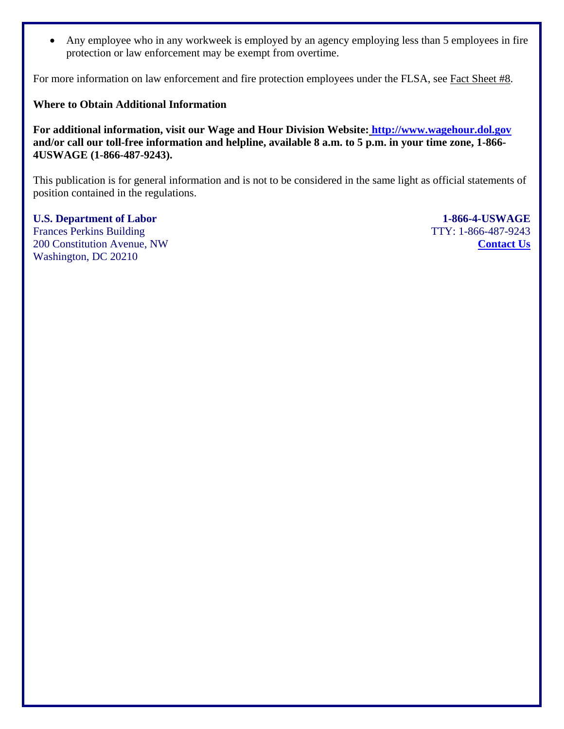- Any employee who in any workweek is employed by an agency employing less than 5 employees in fire protection or law enforcement may be exempt from overtime.

For more information on law enforcement and fire protection employees under the FLSA, see Fact Sheet #8.

**Where to Obtain Additional Information**

**For additional information, visit our Wage and Hour Division Website: http://www.wagehour.dol.gov and/or call our toll-free information and helpline, available 8 a.m. to 5 p.m. in your time zone, 1-866-4USWAGE (1-866-487-9243).**

This publication is for general information and is not to be considered in the same light as official statements of position contained in the regulations.

**U.S. Department of Labor**
Frances Perkins Building
200 Constitution Avenue, NW
Washington, DC 20210

**1-866-4-USWAGE**
TTY: 1-866-487-9243
**Contact Us**